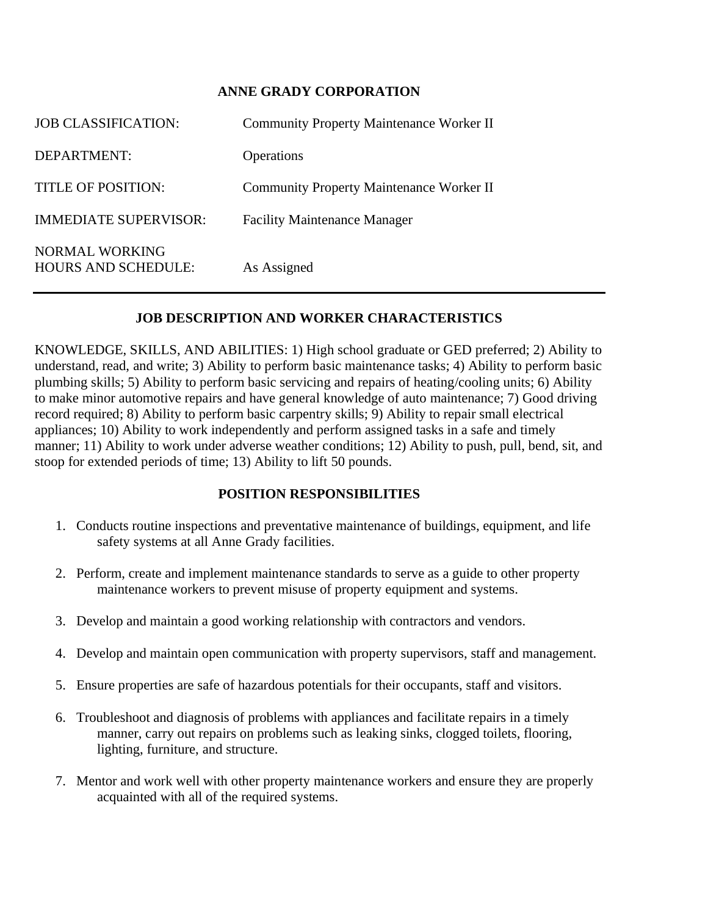# ANNE GRADY CORPORATION

| | |
|---|---|
| JOB CLASSIFICATION: | Community Property Maintenance Worker II |
| DEPARTMENT: | Operations |
| TITLE OF POSITION: | Community Property Maintenance Worker II |
| IMMEDIATE SUPERVISOR: | Facility Maintenance Manager |
| NORMAL WORKING HOURS AND SCHEDULE: | As Assigned |

---

## JOB DESCRIPTION AND WORKER CHARACTERISTICS

KNOWLEDGE, SKILLS, AND ABILITIES: 1) High school graduate or GED preferred; 2) Ability to understand, read, and write; 3) Ability to perform basic maintenance tasks; 4) Ability to perform basic plumbing skills; 5) Ability to perform basic servicing and repairs of heating/cooling units; 6) Ability to make minor automotive repairs and have general knowledge of auto maintenance; 7) Good driving record required; 8) Ability to perform basic carpentry skills; 9) Ability to repair small electrical appliances; 10) Ability to work independently and perform assigned tasks in a safe and timely manner; 11) Ability to work under adverse weather conditions; 12) Ability to push, pull, bend, sit, and stoop for extended periods of time; 13) Ability to lift 50 pounds.

## POSITION RESPONSIBILITIES

1. Conducts routine inspections and preventative maintenance of buildings, equipment, and life safety systems at all Anne Grady facilities.
2. Perform, create and implement maintenance standards to serve as a guide to other property maintenance workers to prevent misuse of property equipment and systems.
3. Develop and maintain a good working relationship with contractors and vendors.
4. Develop and maintain open communication with property supervisors, staff and management.
5. Ensure properties are safe of hazardous potentials for their occupants, staff and visitors.
6. Troubleshoot and diagnosis of problems with appliances and facilitate repairs in a timely manner, carry out repairs on problems such as leaking sinks, clogged toilets, flooring, lighting, furniture, and structure.
7. Mentor and work well with other property maintenance workers and ensure they are properly acquainted with all of the required systems.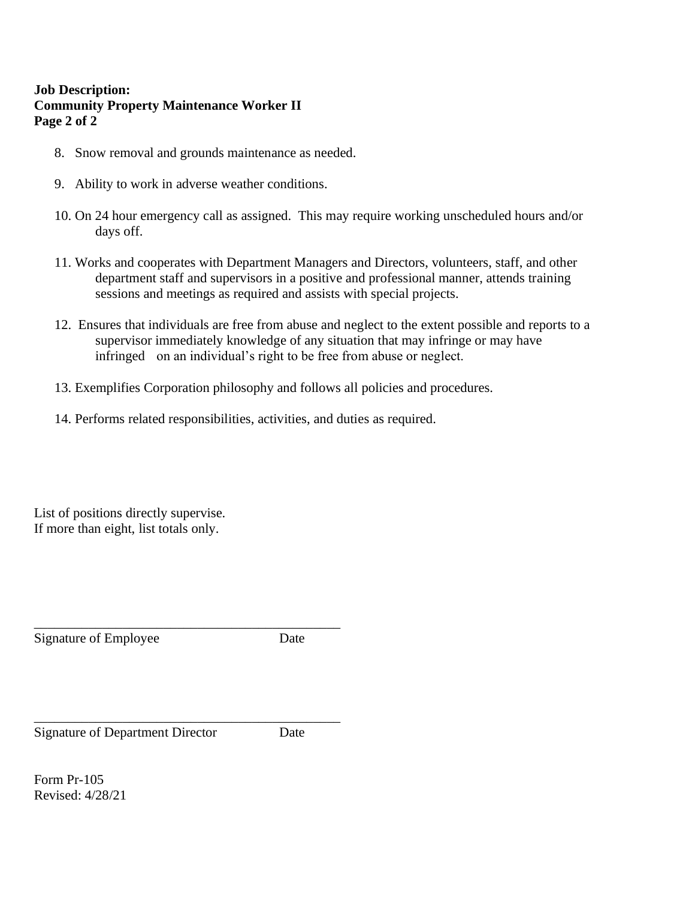**Job Description:**
**Community Property Maintenance Worker II**

8. Snow removal and grounds maintenance as needed.

9. Ability to work in adverse weather conditions.

10. On 24 hour emergency call as assigned. This may require working unscheduled hours and/or days off.

11. Works and cooperates with Department Managers and Directors, volunteers, staff, and other department staff and supervisors in a positive and professional manner, attends training sessions and meetings as required and assists with special projects.

12. Ensures that individuals are free from abuse and neglect to the extent possible and reports to a supervisor immediately knowledge of any situation that may infringe or may have infringed on an individual's right to be free from abuse or neglect.

13. Exemplifies Corporation philosophy and follows all policies and procedures.

14. Performs related responsibilities, activities, and duties as required.

List of positions directly supervise.
If more than eight, list totals only.

_______________________________________________
Signature of Employee Date

_______________________________________________
Signature of Department Director Date

Form Pr-105
Revised: 4/28/21